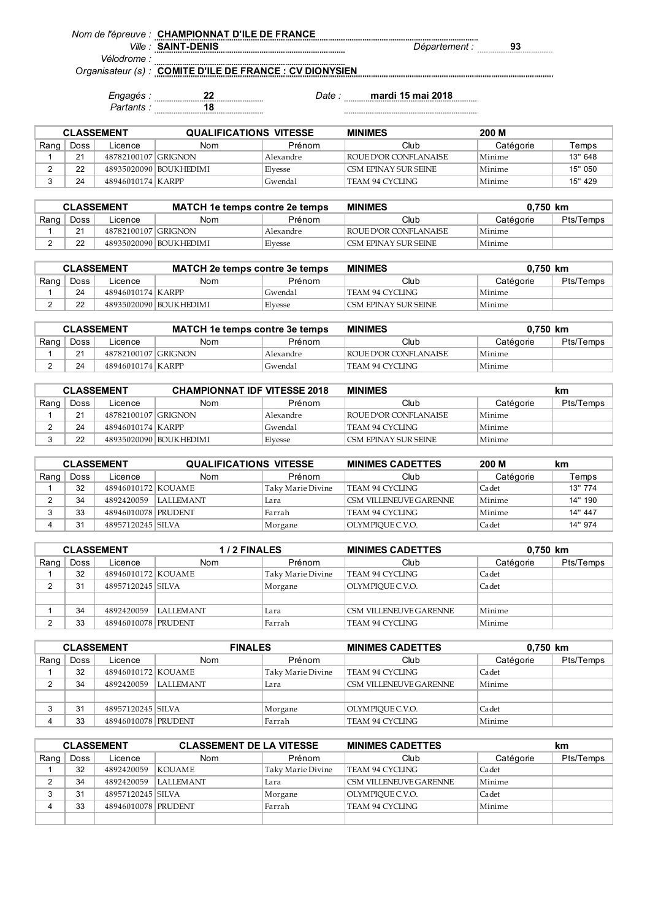*Nom de l'épreuve :* **CHAMPIONNAT D'ILE DE FRANCE**
*Ville :* **SAINT-DENIS** *Département :* **93**
*Vélodrome :*
*Organisateur (s) :* **COMITE D'ILE DE FRANCE : CV DIONYSIEN**

*Engagés :* **22** *Date :* **mardi 15 mai 2018**
*Partants :* **18**

| CLASSEMENT | | | QUALIFICATIONS VITESSE | | MINIMES | 200 M | |
|---|---|---|---|---|---|---|---|
| Rang | Doss | Licence | Nom | Prénom | Club | Catégorie | Temps |
| 1 | 21 | 48782100107 | GRIGNON | Alexandre | ROUE D'OR CONFLANAISE | Minime | 13" 648 |
| 2 | 22 | 48935020090 | BOUKHEDIMI | Elyesse | CSM EPINAY SUR SEINE | Minime | 15" 050 |
| 3 | 24 | 48946010174 | KARPP | Gwendal | TEAM 94 CYCLING | Minime | 15" 429 |

| CLASSEMENT | | | MATCH 1e temps contre 2e temps | | MINIMES | 0,750 km | |
|---|---|---|---|---|---|---|---|
| Rang | Doss | Licence | Nom | Prénom | Club | Catégorie | Pts/Temps |
| 1 | 21 | 48782100107 | GRIGNON | Alexandre | ROUE D'OR CONFLANAISE | Minime | |
| 2 | 22 | 48935020090 | BOUKHEDIMI | Elyesse | CSM EPINAY SUR SEINE | Minime | |

| CLASSEMENT | | | MATCH 2e temps contre 3e temps | | MINIMES | 0,750 km | |
|---|---|---|---|---|---|---|---|
| Rang | Doss | Licence | Nom | Prénom | Club | Catégorie | Pts/Temps |
| 1 | 24 | 48946010174 | KARPP | Gwendal | TEAM 94 CYCLING | Minime | |
| 2 | 22 | 48935020090 | BOUKHEDIMI | Elyesse | CSM EPINAY SUR SEINE | Minime | |

| CLASSEMENT | | | MATCH 1e temps contre 3e temps | | MINIMES | 0,750 km | |
|---|---|---|---|---|---|---|---|
| Rang | Doss | Licence | Nom | Prénom | Club | Catégorie | Pts/Temps |
| 1 | 21 | 48782100107 | GRIGNON | Alexandre | ROUE D'OR CONFLANAISE | Minime | |
| 2 | 24 | 48946010174 | KARPP | Gwendal | TEAM 94 CYCLING | Minime | |

| CLASSEMENT | | | CHAMPIONNAT IDF VITESSE 2018 | | MINIMES | km | |
|---|---|---|---|---|---|---|---|
| Rang | Doss | Licence | Nom | Prénom | Club | Catégorie | Pts/Temps |
| 1 | 21 | 48782100107 | GRIGNON | Alexandre | ROUE D'OR CONFLANAISE | Minime | |
| 2 | 24 | 48946010174 | KARPP | Gwendal | TEAM 94 CYCLING | Minime | |
| 3 | 22 | 48935020090 | BOUKHEDIMI | Elyesse | CSM EPINAY SUR SEINE | Minime | |

| CLASSEMENT | | | QUALIFICATIONS VITESSE | | MINIMES CADETTES | 200 M | km |
|---|---|---|---|---|---|---|---|
| Rang | Doss | Licence | Nom | Prénom | Club | Catégorie | Temps |
| 1 | 32 | 48946010172 | KOUAME | Taky Marie Divine | TEAM 94 CYCLING | Cadet | 13" 774 |
| 2 | 34 | 4892420059 | LALLEMANT | Lara | CSM VILLENEUVE GARENNE | Minime | 14" 190 |
| 3 | 33 | 48946010078 | PRUDENT | Farrah | TEAM 94 CYCLING | Minime | 14" 447 |
| 4 | 31 | 48957120245 | SILVA | Morgane | OLYMPIQUE C.V.O. | Cadet | 14" 974 |

| CLASSEMENT | | | 1 / 2 FINALES | | MINIMES CADETTES | 0,750 km | |
|---|---|---|---|---|---|---|---|
| Rang | Doss | Licence | Nom | Prénom | Club | Catégorie | Pts/Temps |
| 1 | 32 | 48946010172 | KOUAME | Taky Marie Divine | TEAM 94 CYCLING | Cadet | |
| 2 | 31 | 48957120245 | SILVA | Morgane | OLYMPIQUE C.V.O. | Cadet | |
| | | | | | | | |
| 1 | 34 | 4892420059 | LALLEMANT | Lara | CSM VILLENEUVE GARENNE | Minime | |
| 2 | 33 | 48946010078 | PRUDENT | Farrah | TEAM 94 CYCLING | Minime | |

| CLASSEMENT | | | FINALES | | MINIMES CADETTES | 0,750 km | |
|---|---|---|---|---|---|---|---|
| Rang | Doss | Licence | Nom | Prénom | Club | Catégorie | Pts/Temps |
| 1 | 32 | 48946010172 | KOUAME | Taky Marie Divine | TEAM 94 CYCLING | Cadet | |
| 2 | 34 | 4892420059 | LALLEMANT | Lara | CSM VILLENEUVE GARENNE | Minime | |
| | | | | | | | |
| 3 | 31 | 48957120245 | SILVA | Morgane | OLYMPIQUE C.V.O. | Cadet | |
| 4 | 33 | 48946010078 | PRUDENT | Farrah | TEAM 94 CYCLING | Minime | |

| CLASSEMENT | | | CLASSEMENT DE LA VITESSE | | MINIMES CADETTES | km | |
|---|---|---|---|---|---|---|---|
| Rang | Doss | Licence | Nom | Prénom | Club | Catégorie | Pts/Temps |
| 1 | 32 | 4892420059 | KOUAME | Taky Marie Divine | TEAM 94 CYCLING | Cadet | |
| 2 | 34 | 4892420059 | LALLEMANT | Lara | CSM VILLENEUVE GARENNE | Minime | |
| 3 | 31 | 48957120245 | SILVA | Morgane | OLYMPIQUE C.V.O. | Cadet | |
| 4 | 33 | 48946010078 | PRUDENT | Farrah | TEAM 94 CYCLING | Minime | |
| | | | | | | | |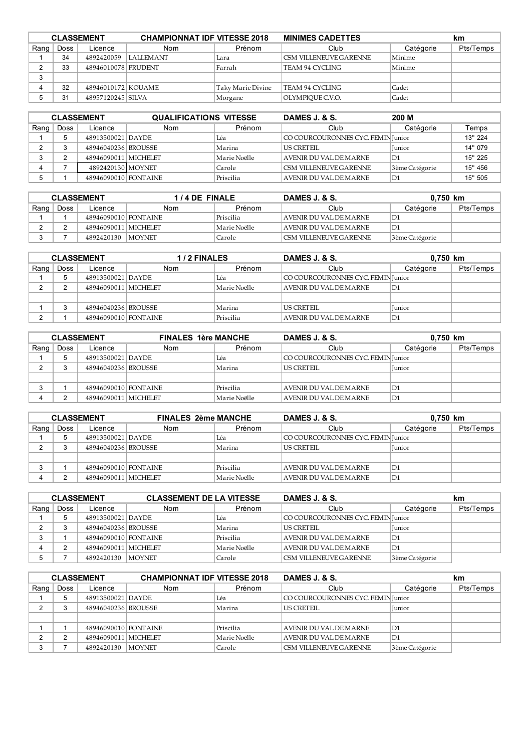| CLASSEMENT | | CHAMPIONNAT IDF VITESSE 2018 | | | MINIMES CADETTES | | km |
|---|---|---|---|---|---|---|---|
| Rang | Doss | Licence | Nom | Prénom | Club | Catégorie | Pts/Temps |
| 1 | 34 | 4892420059 | LALLEMANT | Lara | CSM VILLENEUVE GARENNE | Minime | |
| 2 | 33 | 48946010078 | PRUDENT | Farrah | TEAM 94 CYCLING | Minime | |
| 3 | | | | | | | |
| 4 | 32 | 48946010172 | KOUAME | Taky Marie Divine | TEAM 94 CYCLING | Cadet | |
| 5 | 31 | 48957120245 | SILVA | Morgane | OLYMPIQUE C.V.O. | Cadet | |

| CLASSEMENT | | QUALIFICATIONS VITESSE | | | DAMES J. & S. | 200 M | |
|---|---|---|---|---|---|---|---|
| Rang | Doss | Licence | Nom | Prénom | Club | Catégorie | Temps |
| 1 | 5 | 48913500021 | DAYDE | Léa | CO COURCOURONNES CYC. FEMIN | Junior | 13" 224 |
| 2 | 3 | 48946040236 | BROUSSE | Marina | US CRETEIL | Junior | 14" 079 |
| 3 | 2 | 48946090011 | MICHELET | Marie Noëlle | AVENIR DU VAL DE MARNE | D1 | 15" 225 |
| 4 | 7 | 4892420130 | MOYNET | Carole | CSM VILLENEUVE GARENNE | 3ème Catégorie | 15" 456 |
| 5 | 1 | 48946090010 | FONTAINE | Priscilia | AVENIR DU VAL DE MARNE | D1 | 15" 505 |

| CLASSEMENT | | 1 / 4 DE FINALE | | | DAMES J. & S. | 0,750 km | |
|---|---|---|---|---|---|---|---|
| Rang | Doss | Licence | Nom | Prénom | Club | Catégorie | Pts/Temps |
| 1 | 1 | 48946090010 | FONTAINE | Priscilia | AVENIR DU VAL DE MARNE | D1 | |
| 2 | 2 | 48946090011 | MICHELET | Marie Noëlle | AVENIR DU VAL DE MARNE | D1 | |
| 3 | 7 | 4892420130 | MOYNET | Carole | CSM VILLENEUVE GARENNE | 3ème Catégorie | |

| CLASSEMENT | | 1 / 2 FINALES | | | DAMES J. & S. | 0,750 km | |
|---|---|---|---|---|---|---|---|
| Rang | Doss | Licence | Nom | Prénom | Club | Catégorie | Pts/Temps |
| 1 | 5 | 48913500021 | DAYDE | Léa | CO COURCOURONNES CYC. FEMIN | Junior | |
| 2 | 2 | 48946090011 | MICHELET | Marie Noëlle | AVENIR DU VAL DE MARNE | D1 | |
| | | | | | | | |
| 1 | 3 | 48946040236 | BROUSSE | Marina | US CRETEIL | Junior | |
| 2 | 1 | 48946090010 | FONTAINE | Priscilia | AVENIR DU VAL DE MARNE | D1 | |

| CLASSEMENT | | FINALES 1ère MANCHE | | | DAMES J. & S. | 0,750 km | |
|---|---|---|---|---|---|---|---|
| Rang | Doss | Licence | Nom | Prénom | Club | Catégorie | Pts/Temps |
| 1 | 5 | 48913500021 | DAYDE | Léa | CO COURCOURONNES CYC. FEMIN | Junior | |
| 2 | 3 | 48946040236 | BROUSSE | Marina | US CRETEIL | Junior | |
| | | | | | | | |
| 3 | 1 | 48946090010 | FONTAINE | Priscilia | AVENIR DU VAL DE MARNE | D1 | |
| 4 | 2 | 48946090011 | MICHELET | Marie Noëlle | AVENIR DU VAL DE MARNE | D1 | |

| CLASSEMENT | | FINALES 2ème MANCHE | | | DAMES J. & S. | 0,750 km | |
|---|---|---|---|---|---|---|---|
| Rang | Doss | Licence | Nom | Prénom | Club | Catégorie | Pts/Temps |
| 1 | 5 | 48913500021 | DAYDE | Léa | CO COURCOURONNES CYC. FEMIN | Junior | |
| 2 | 3 | 48946040236 | BROUSSE | Marina | US CRETEIL | Junior | |
| | | | | | | | |
| 3 | 1 | 48946090010 | FONTAINE | Priscilia | AVENIR DU VAL DE MARNE | D1 | |
| 4 | 2 | 48946090011 | MICHELET | Marie Noëlle | AVENIR DU VAL DE MARNE | D1 | |

| CLASSEMENT | | CLASSEMENT DE LA VITESSE | | | DAMES J. & S. | | km |
|---|---|---|---|---|---|---|---|
| Rang | Doss | Licence | Nom | Prénom | Club | Catégorie | Pts/Temps |
| 1 | 5 | 48913500021 | DAYDE | Léa | CO COURCOURONNES CYC. FEMIN | Junior | |
| 2 | 3 | 48946040236 | BROUSSE | Marina | US CRETEIL | Junior | |
| 3 | 1 | 48946090010 | FONTAINE | Priscilia | AVENIR DU VAL DE MARNE | D1 | |
| 4 | 2 | 48946090011 | MICHELET | Marie Noëlle | AVENIR DU VAL DE MARNE | D1 | |
| 5 | 7 | 4892420130 | MOYNET | Carole | CSM VILLENEUVE GARENNE | 3ème Catégorie | |

| CLASSEMENT | | CHAMPIONNAT IDF VITESSE 2018 | | | DAMES J. & S. | | km |
|---|---|---|---|---|---|---|---|
| Rang | Doss | Licence | Nom | Prénom | Club | Catégorie | Pts/Temps |
| 1 | 5 | 48913500021 | DAYDE | Léa | CO COURCOURONNES CYC. FEMIN | Junior | |
| 2 | 3 | 48946040236 | BROUSSE | Marina | US CRETEIL | Junior | |
| | | | | | | | |
| 1 | 1 | 48946090010 | FONTAINE | Priscilia | AVENIR DU VAL DE MARNE | D1 | |
| 2 | 2 | 48946090011 | MICHELET | Marie Noëlle | AVENIR DU VAL DE MARNE | D1 | |
| 3 | 7 | 4892420130 | MOYNET | Carole | CSM VILLENEUVE GARENNE | 3ème Catégorie | |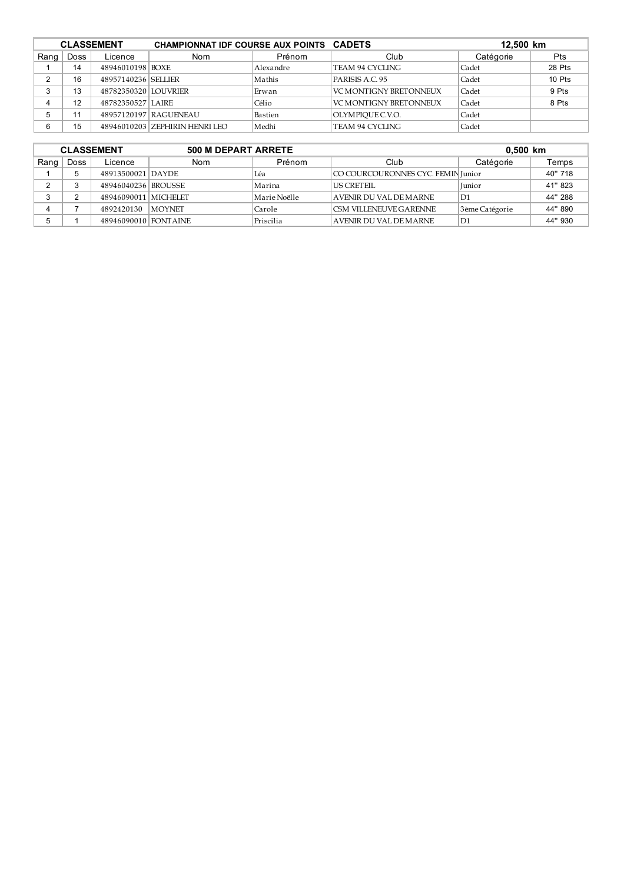| CLASSEMENT | | | CHAMPIONNAT IDF COURSE AUX POINTS | | CADETS | 12,500 km | |
|---|---|---|---|---|---|---|---|
| Rang | Doss | Licence | Nom | Prénom | Club | Catégorie | Pts |
| 1 | 14 | 48946010198 | BOXE | Alexandre | TEAM 94 CYCLING | Cadet | 28 Pts |
| 2 | 16 | 48957140236 | SELLIER | Mathis | PARISIS A.C. 95 | Cadet | 10 Pts |
| 3 | 13 | 48782350320 | LOUVRIER | Erwan | VC MONTIGNY BRETONNEUX | Cadet | 9 Pts |
| 4 | 12 | 48782350527 | LAIRE | Célio | VC MONTIGNY BRETONNEUX | Cadet | 8 Pts |
| 5 | 11 | 48957120197 | RAGUENEAU | Bastien | OLYMPIQUE C.V.O. | Cadet | |
| 6 | 15 | 48946010203 | ZEPHIRIN HENRI LEO | Medhi | TEAM 94 CYCLING | Cadet | |

| CLASSEMENT | | | 500 M DEPART ARRETE | | | 0,500 km | |
|---|---|---|---|---|---|---|---|
| Rang | Doss | Licence | Nom | Prénom | Club | Catégorie | Temps |
| 1 | 5 | 48913500021 | DAYDE | Léa | CO COURCOURONNES CYC. FEMIN | Junior | 40" 718 |
| 2 | 3 | 48946040236 | BROUSSE | Marina | US CRETEIL | Junior | 41" 823 |
| 3 | 2 | 48946090011 | MICHELET | Marie Noëlle | AVENIR DU VAL DE MARNE | D1 | 44" 288 |
| 4 | 7 | 4892420130 | MOYNET | Carole | CSM VILLENEUVE GARENNE | 3ème Catégorie | 44" 890 |
| 5 | 1 | 48946090010 | FONTAINE | Priscilia | AVENIR DU VAL DE MARNE | D1 | 44" 930 |